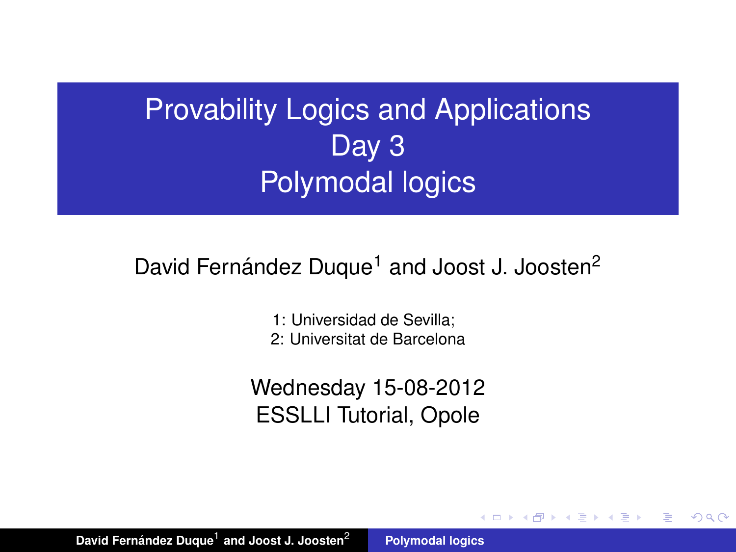# Provability Logics and Applications
# Day 3
# Polymodal logics

David Fernández Duque[1] and Joost J. Joosten[2]

1: Universidad de Sevilla;
2: Universitat de Barcelona

Wednesday 15-08-2012
ESSLLI Tutorial, Opole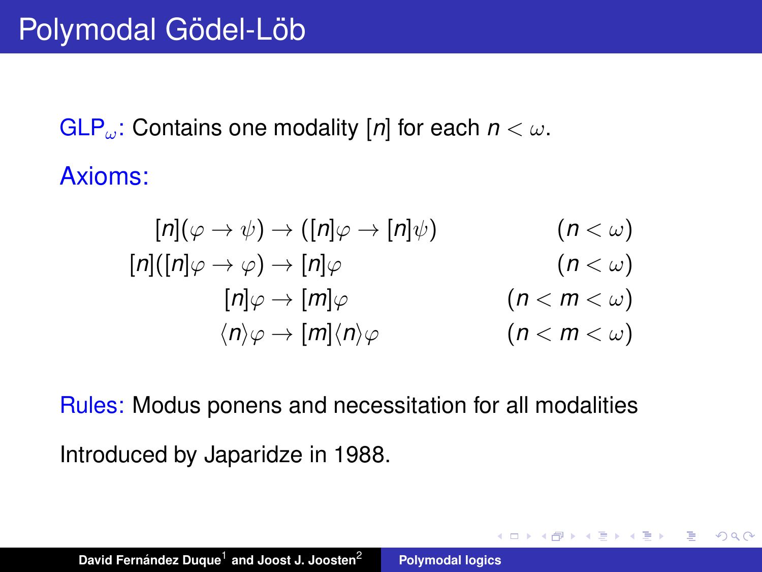# Polymodal Gödel-Löb

$\mathrm{GLP}_\omega$: Contains one modality $[n]$ for each $n < \omega$.

**Axioms:**

$$
\begin{array}{rr}
[n](\varphi \to \psi) \to ([n]\varphi \to [n]\psi) & (n < \omega) \\
[n]([n]\varphi \to \varphi) \to [n]\varphi & (n < \omega) \\
[n]\varphi \to [m]\varphi & (n < m < \omega) \\
\langle n \rangle \varphi \to [m]\langle n \rangle \varphi & (n < m < \omega)
\end{array}
$$

**Rules:** Modus ponens and necessitation for all modalities

Introduced by Japaridze in 1988.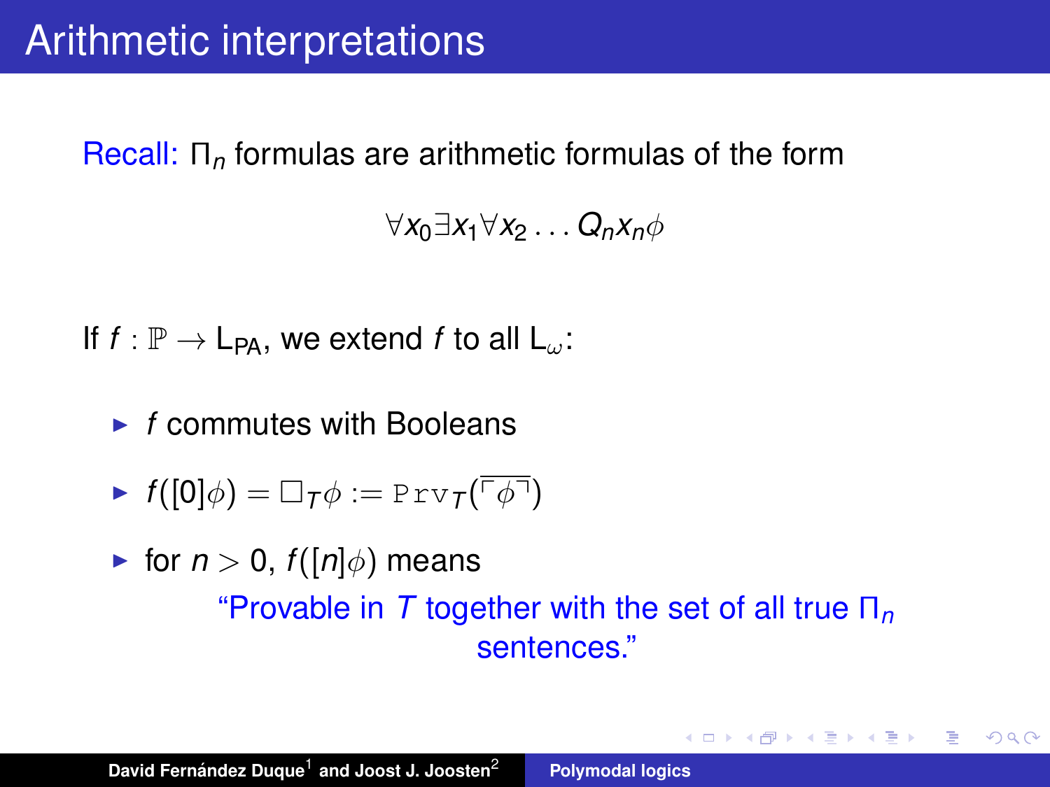# Arithmetic interpretations

Recall: $\Pi_n$ formulas are arithmetic formulas of the form

$$\forall x_0 \exists x_1 \forall x_2 \ldots Q_n x_n \phi$$

If $f : \mathbb{P} \to \mathsf{L}_{\mathsf{PA}}$, we extend $f$ to all $\mathsf{L}_\omega$:

- $f$ commutes with Booleans
- $f([0]\phi) = \Box_T \phi := \mathtt{Prv}_T(\ulcorner \phi \urcorner)$
- for $n > 0$, $f([n]\phi)$ means

  "Provable in $T$ together with the set of all true $\Pi_n$ sentences."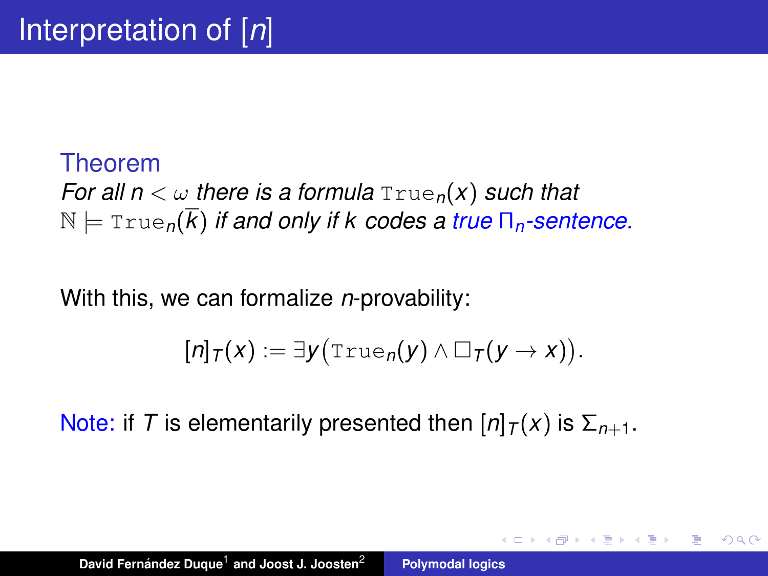# Interpretation of $[n]$

**Theorem**

*For all $n < \omega$ there is a formula $\mathtt{True}_n(x)$ such that $\mathbb{N} \models \mathtt{True}_n(\overline{k})$ if and only if $k$ codes a true $\Pi_n$-sentence.*

With this, we can formalize $n$-provability:

$$[n]_T(x) := \exists y \big(\mathtt{True}_n(y) \wedge \Box_T(y \rightarrow x)\big).$$

Note: if $T$ is elementarily presented then $[n]_T(x)$ is $\Sigma_{n+1}$.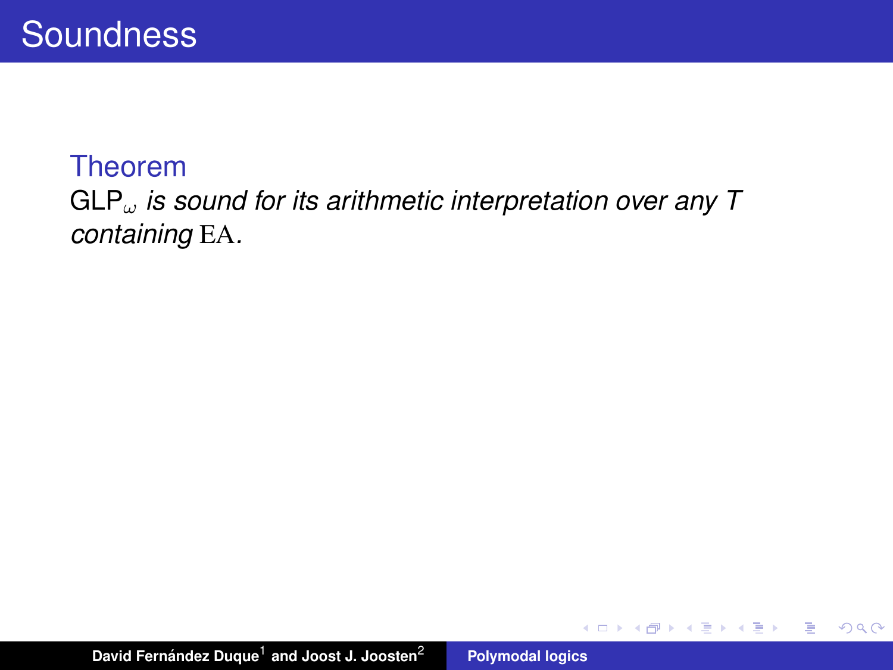# Soundness

**Theorem**

$\mathrm{GLP}_{\omega}$ *is sound for its arithmetic interpretation over any $T$ containing* $\mathrm{EA}$.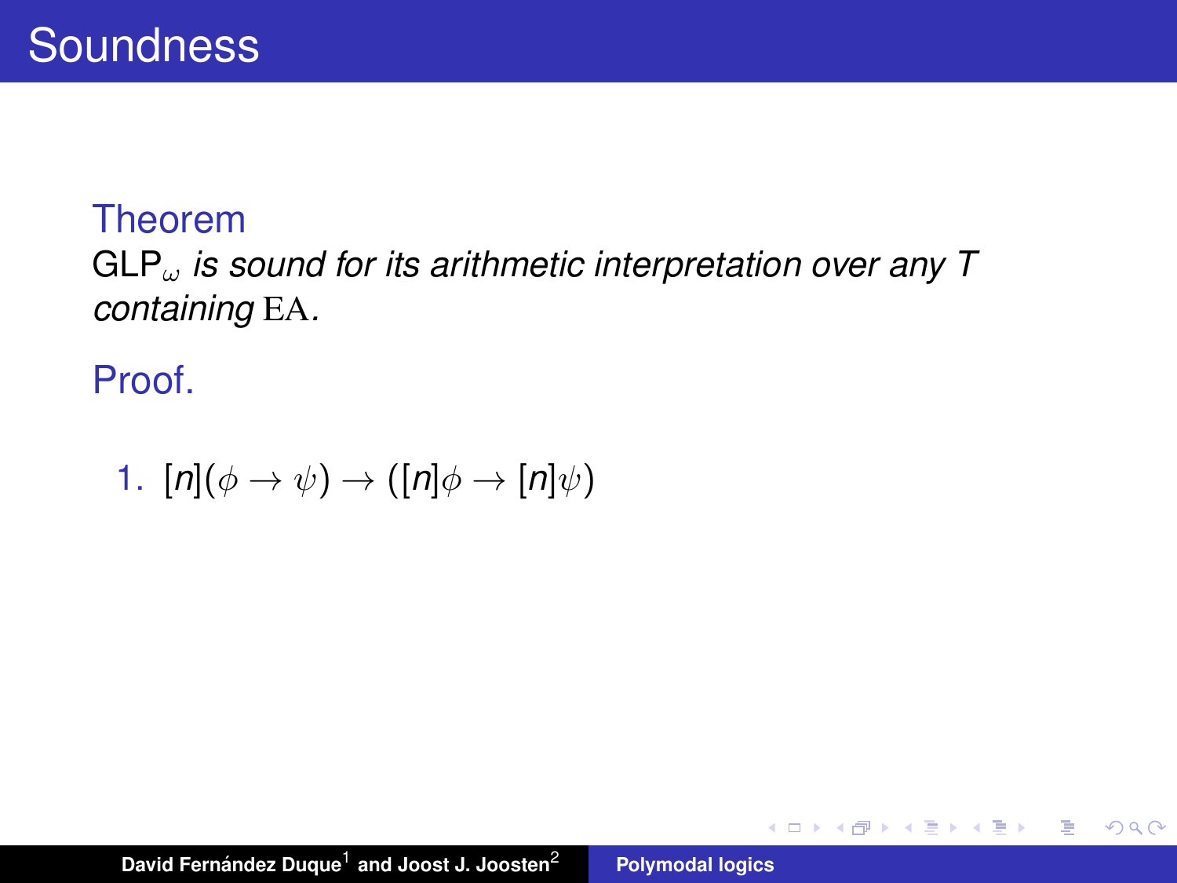# Soundness

**Theorem**

$\mathrm{GLP}_\omega$ *is sound for its arithmetic interpretation over any* $T$ *containing* $\mathrm{EA}$.

**Proof.**

1. $[n](\phi \to \psi) \to ([n]\phi \to [n]\psi)$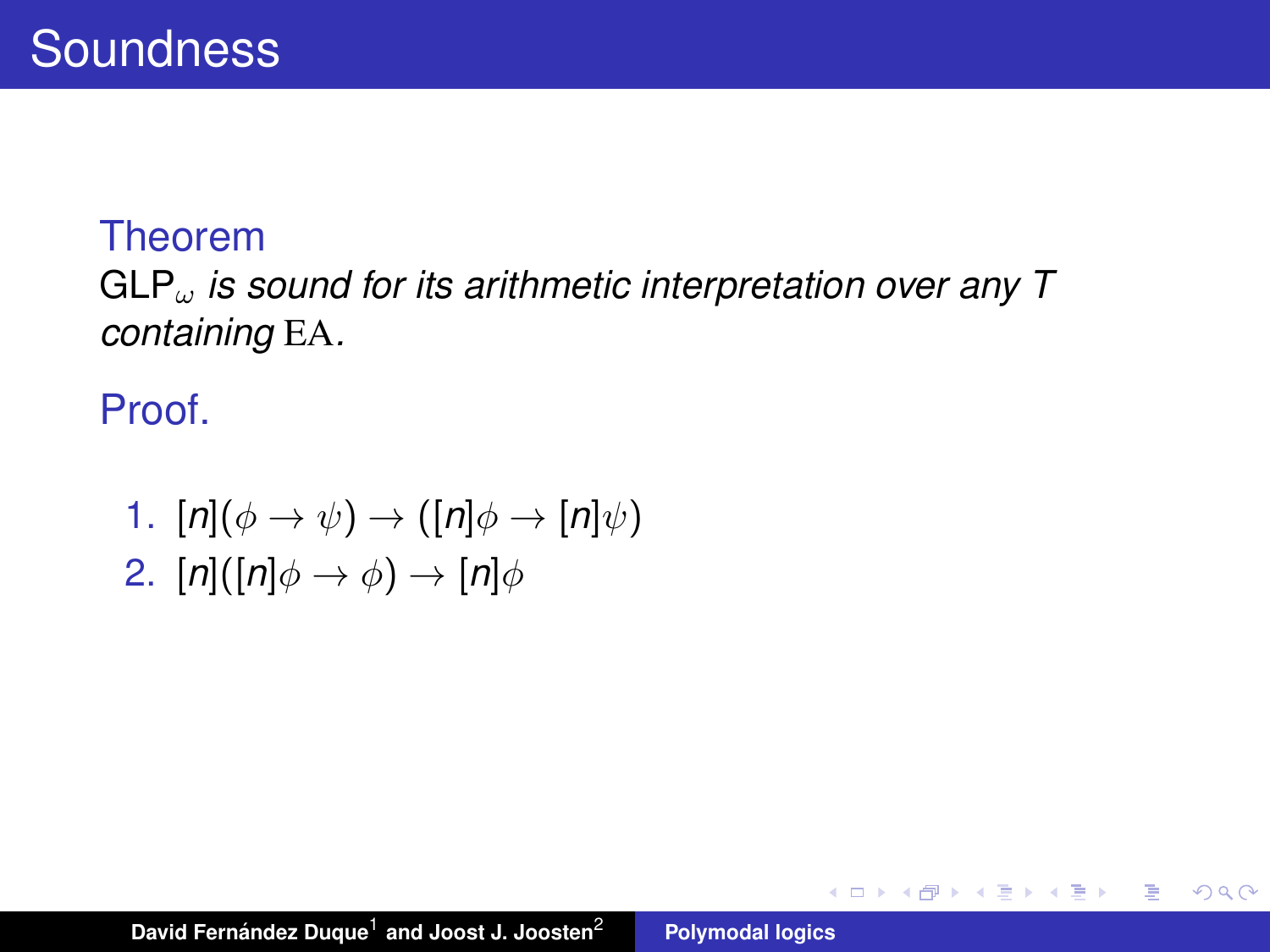# Soundness

**Theorem**

$\mathrm{GLP}_\omega$ *is sound for its arithmetic interpretation over any* $T$ *containing* $\mathrm{EA}$*.*

**Proof.**

1. $[n](\phi \to \psi) \to ([n]\phi \to [n]\psi)$
2. $[n]([n]\phi \to \phi) \to [n]\phi$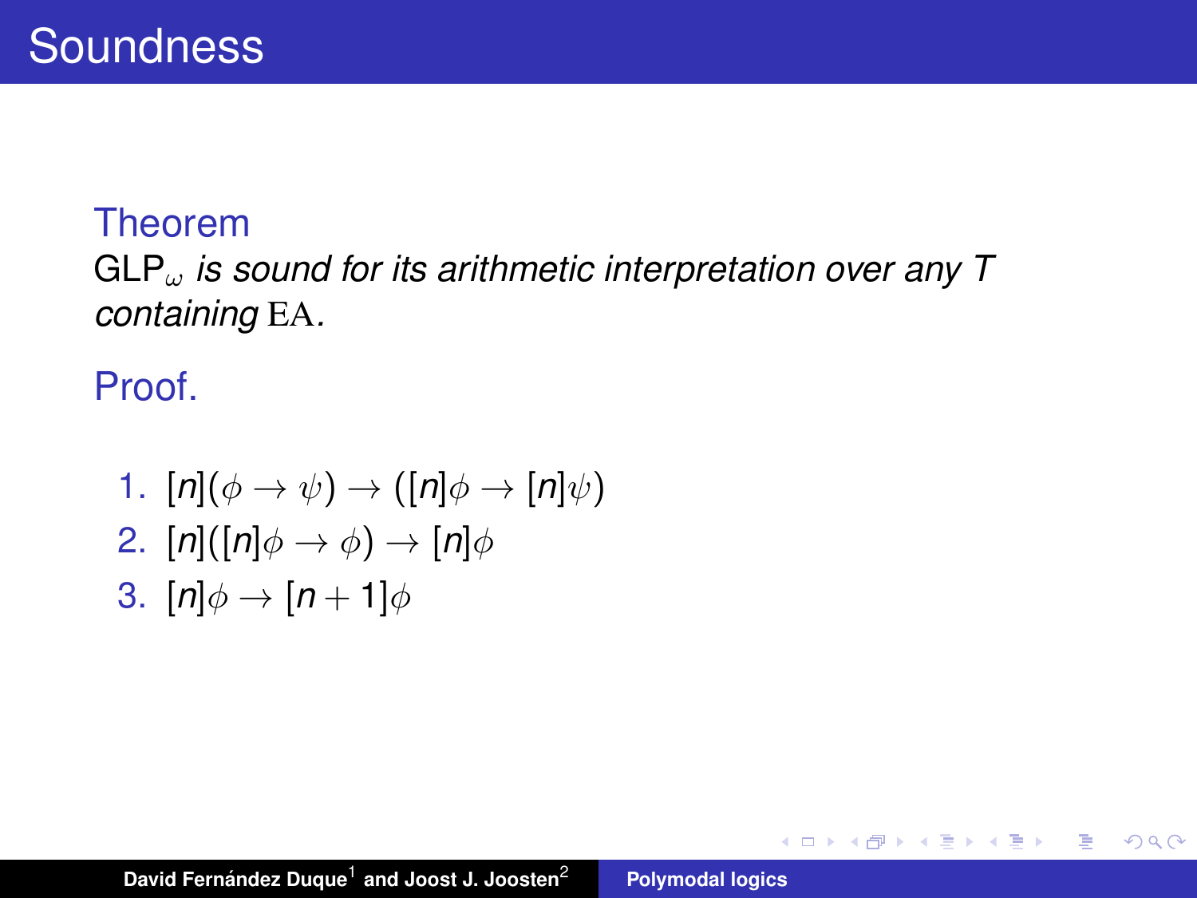# Soundness

**Theorem**

$\mathsf{GLP}_\omega$ *is sound for its arithmetic interpretation over any $T$ containing* $\mathrm{EA}$*.*

**Proof.**

1. $[n](\phi \to \psi) \to ([n]\phi \to [n]\psi)$
2. $[n]([n]\phi \to \phi) \to [n]\phi$
3. $[n]\phi \to [n+1]\phi$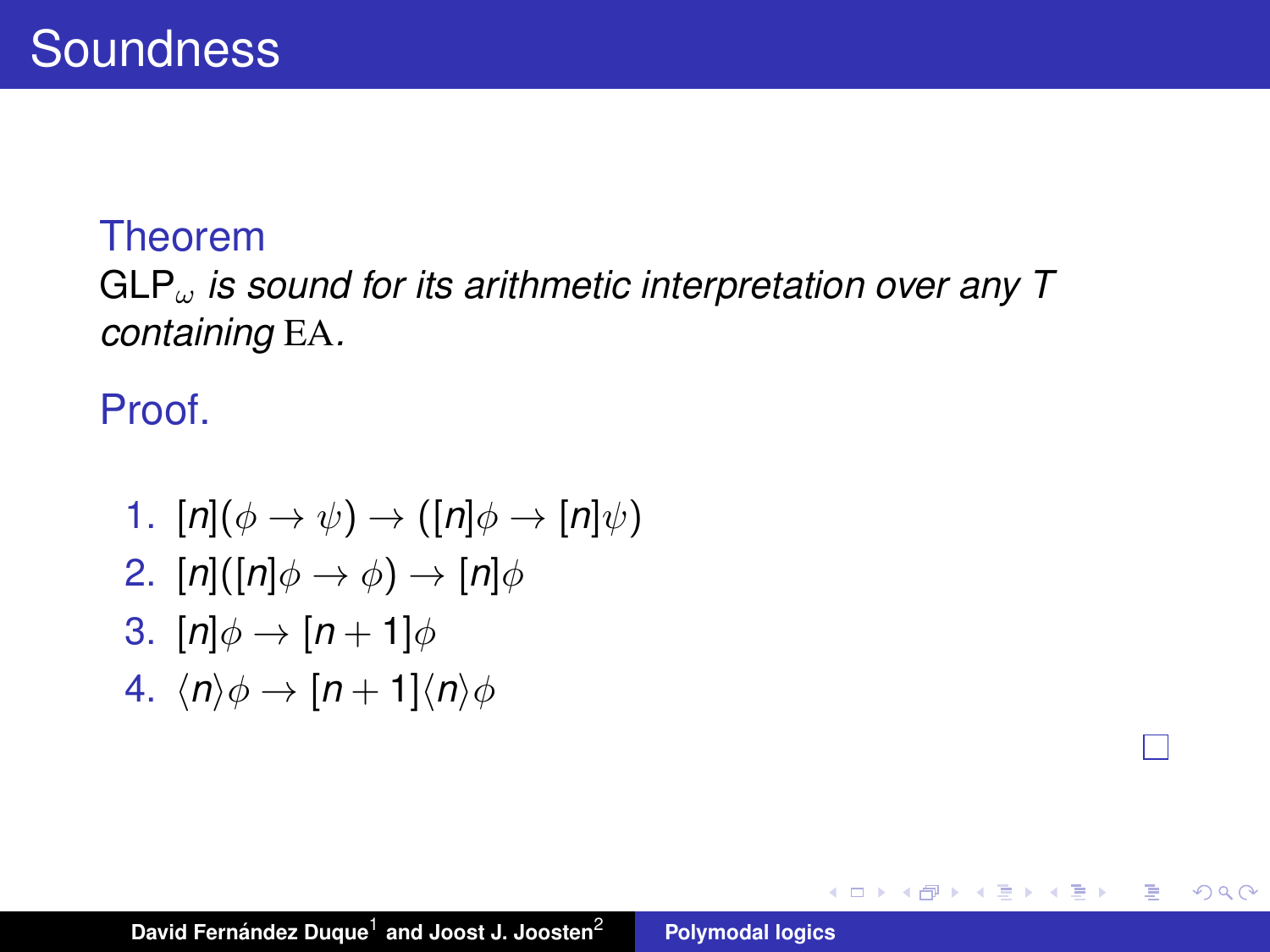# Soundness

**Theorem**

$\mathrm{GLP}_{\omega}$ *is sound for its arithmetic interpretation over any* $T$ *containing* $\mathrm{EA}$.

**Proof.**

1. $[n](\phi \to \psi) \to ([n]\phi \to [n]\psi)$
2. $[n]([n]\phi \to \phi) \to [n]\phi$
3. $[n]\phi \to [n+1]\phi$
4. $\langle n \rangle \phi \to [n+1]\langle n \rangle \phi$

□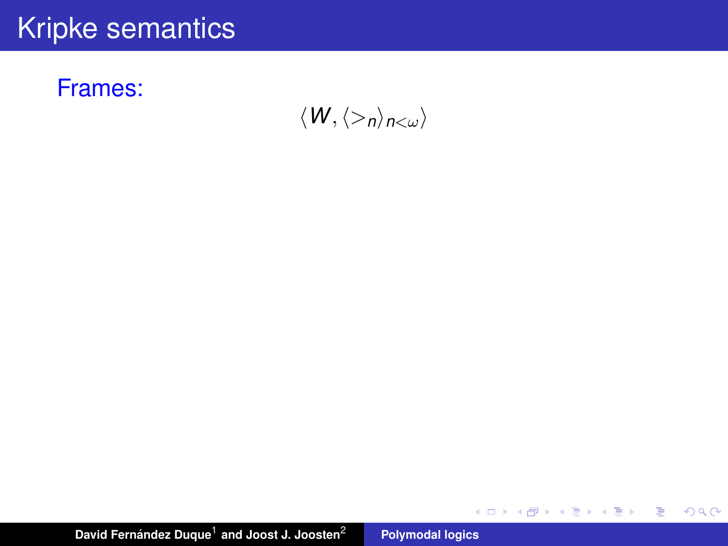# Kripke semantics

Frames:

$$\langle W, \langle >_n \rangle_{n<\omega} \rangle$$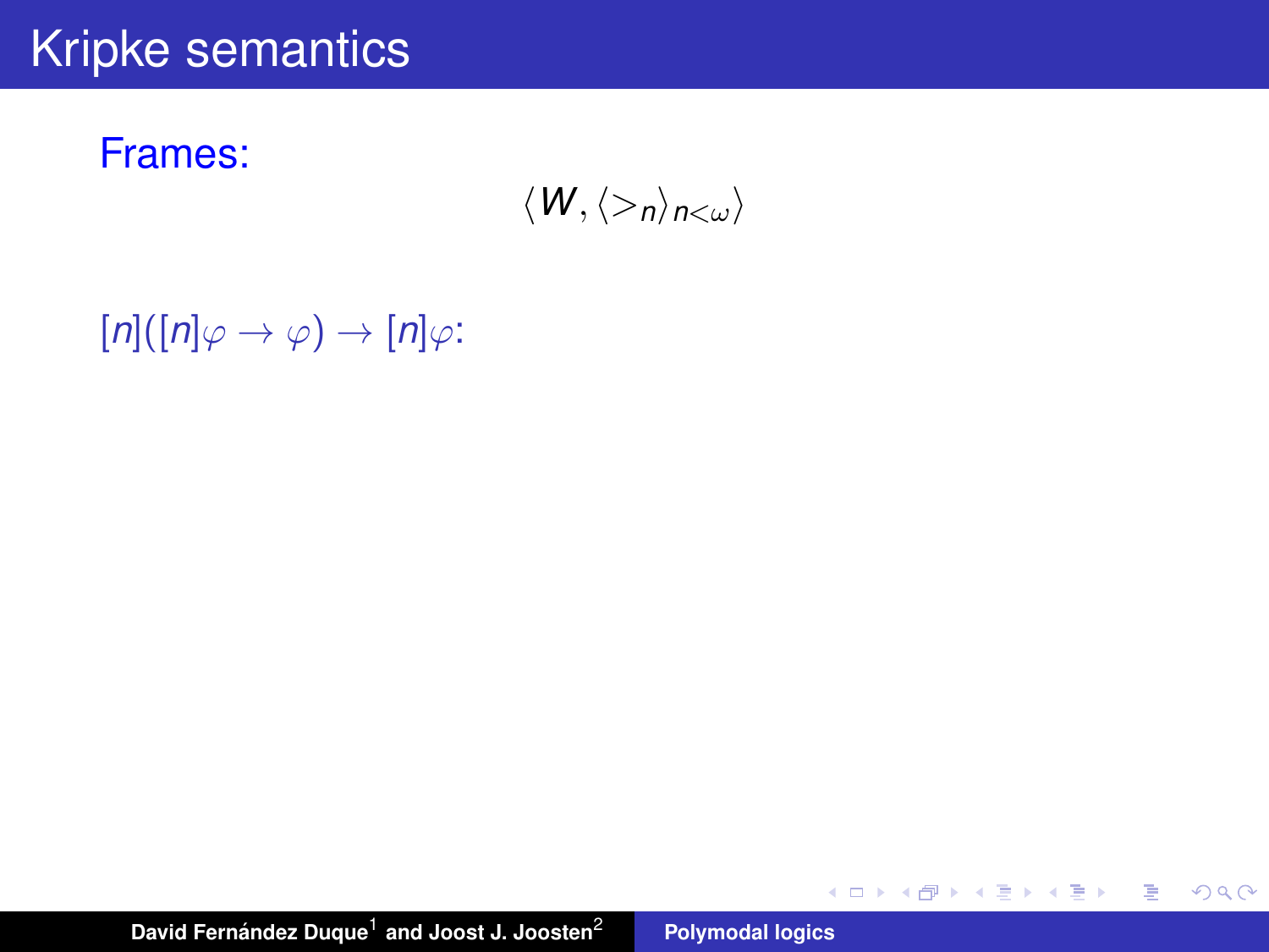# Kripke semantics

Frames:

$$\langle W, \langle >_n \rangle_{n<\omega} \rangle$$

$[n]([n]\varphi \to \varphi) \to [n]\varphi$: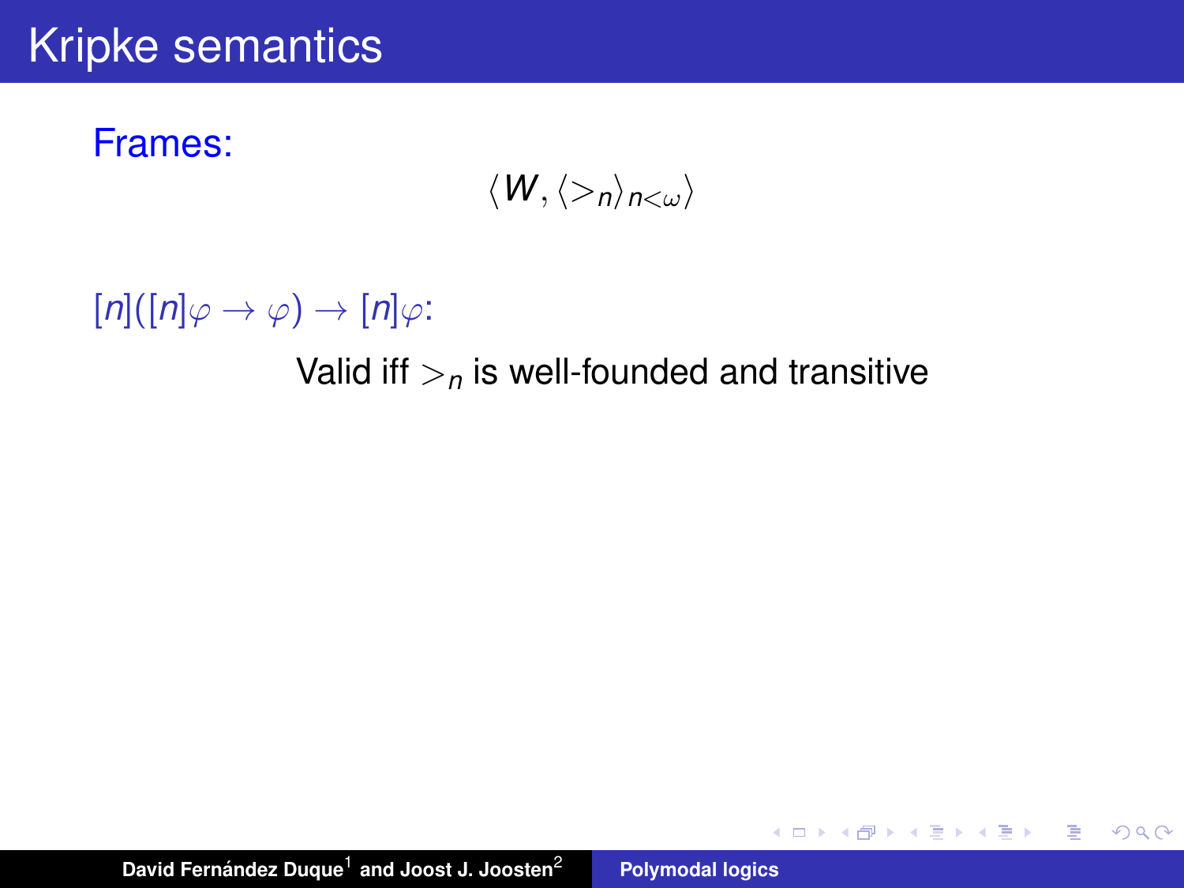# Kripke semantics

Frames:

$$\langle W, \langle >_n \rangle_{n<\omega} \rangle$$

$[n]([n]\varphi \to \varphi) \to [n]\varphi$:

Valid iff $>_n$ is well-founded and transitive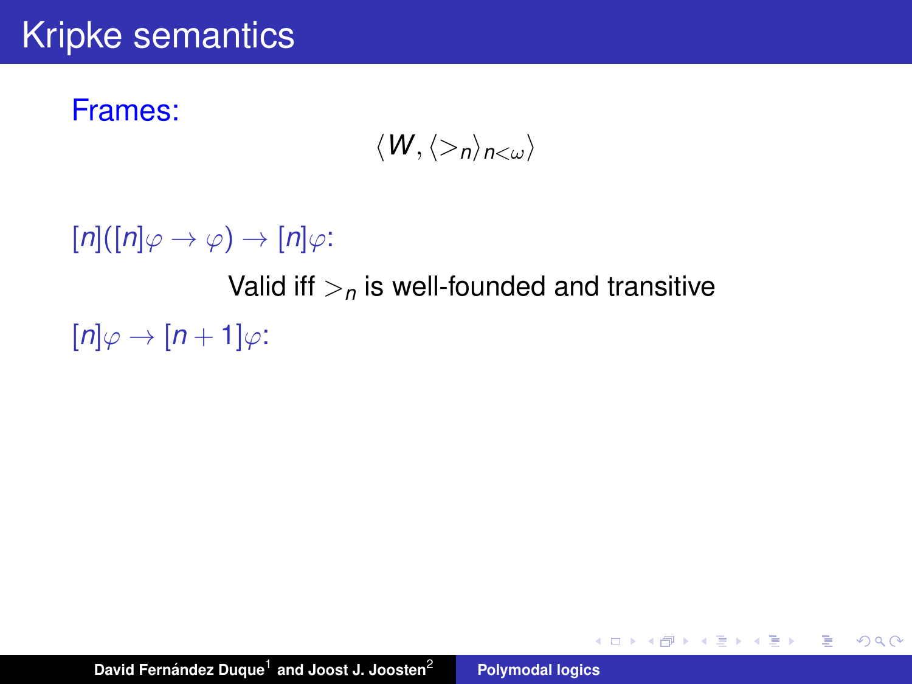# Kripke semantics

Frames:

$$\langle W, \langle >_n \rangle_{n<\omega} \rangle$$

$[n]([n]\varphi \to \varphi) \to [n]\varphi$:

Valid iff $>_n$ is well-founded and transitive

$[n]\varphi \to [n+1]\varphi$: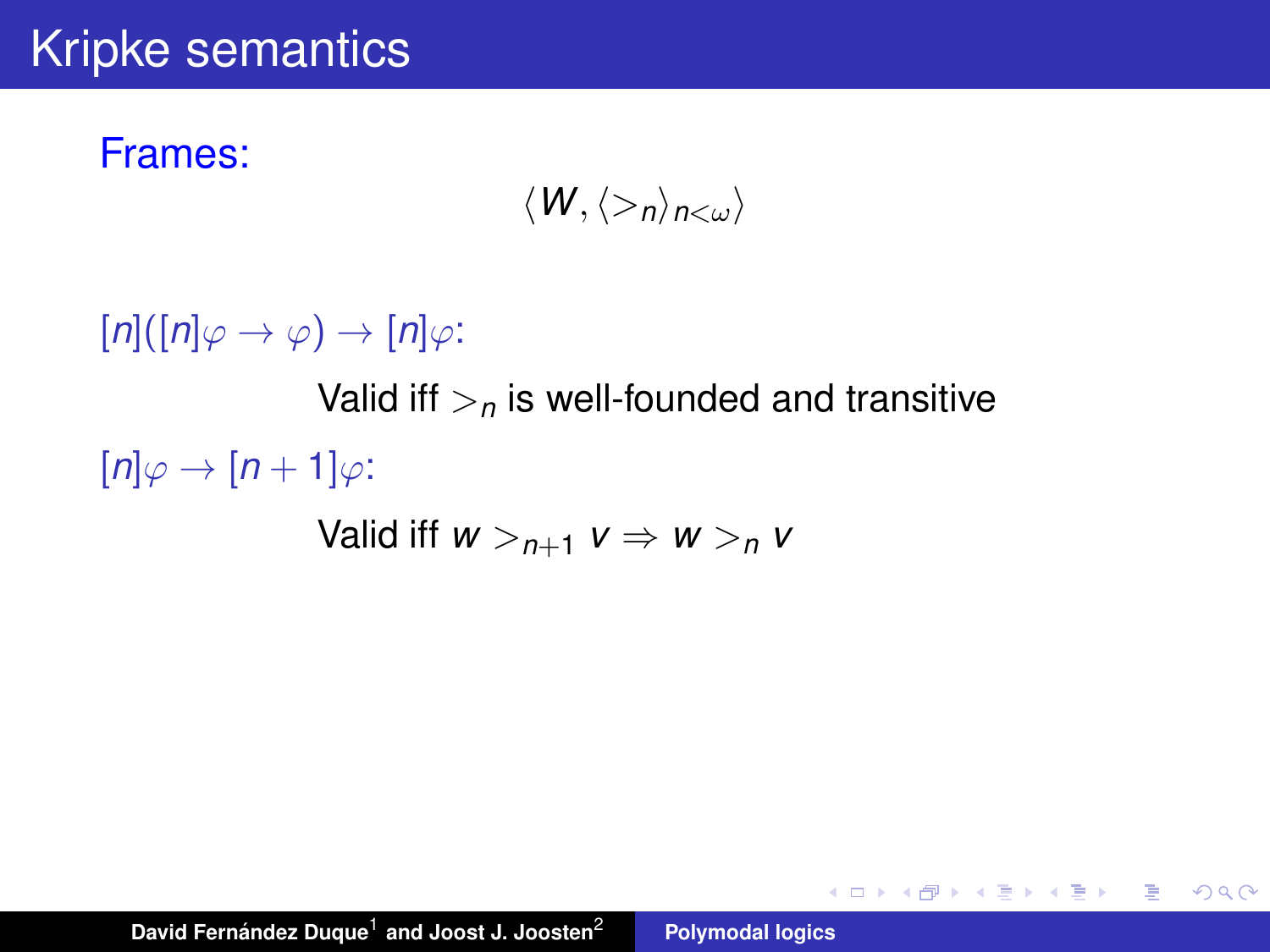# Kripke semantics

**Frames:**

$$\langle W, \langle >_n \rangle_{n<\omega} \rangle$$

$[n]([n]\varphi \rightarrow \varphi) \rightarrow [n]\varphi$:

Valid iff $>_n$ is well-founded and transitive

$[n]\varphi \rightarrow [n+1]\varphi$:

Valid iff $w >_{n+1} v \Rightarrow w >_n v$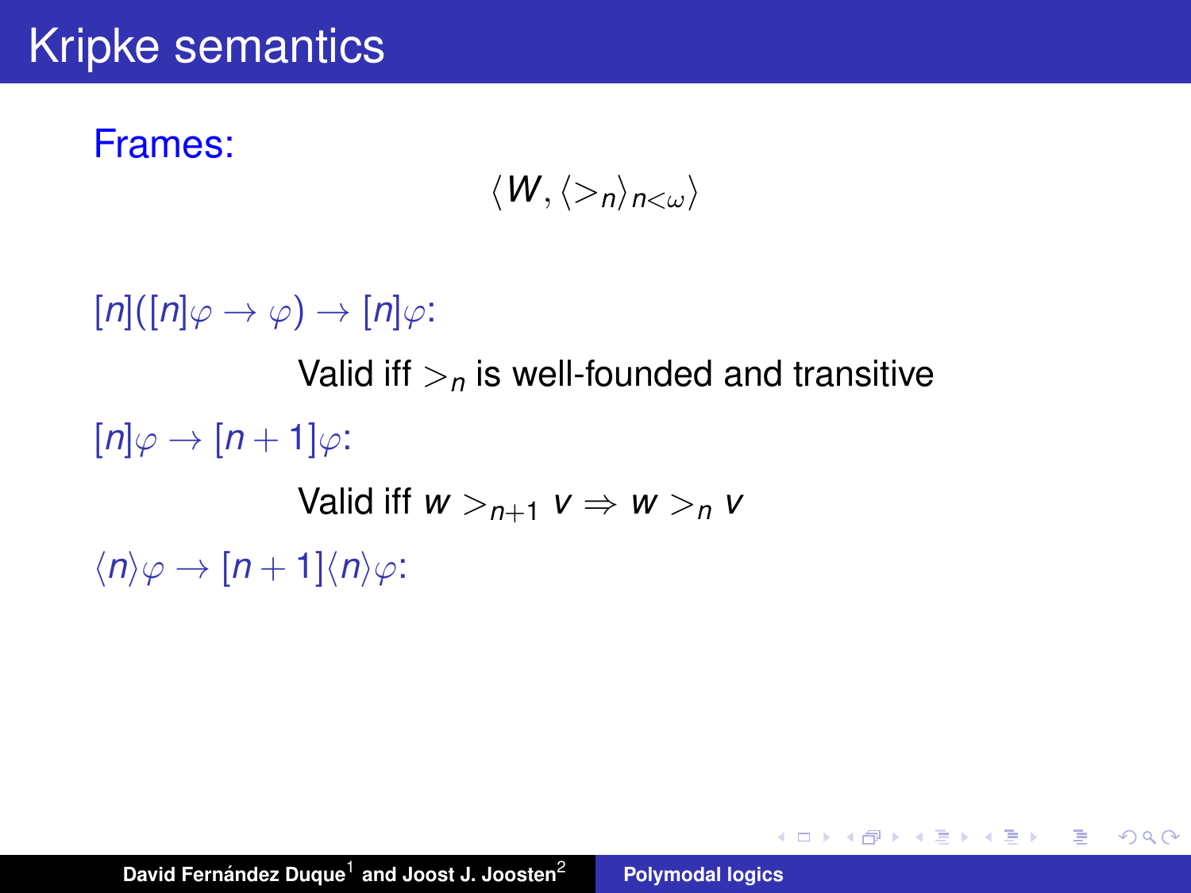# Kripke semantics

Frames:

$$\langle W, \langle >_n \rangle_{n<\omega} \rangle$$

$[n]([n]\varphi \to \varphi) \to [n]\varphi$:

Valid iff $>_n$ is well-founded and transitive

$[n]\varphi \to [n+1]\varphi$:

Valid iff $w >_{n+1} v \Rightarrow w >_n v$

$\langle n \rangle \varphi \to [n+1]\langle n \rangle \varphi$: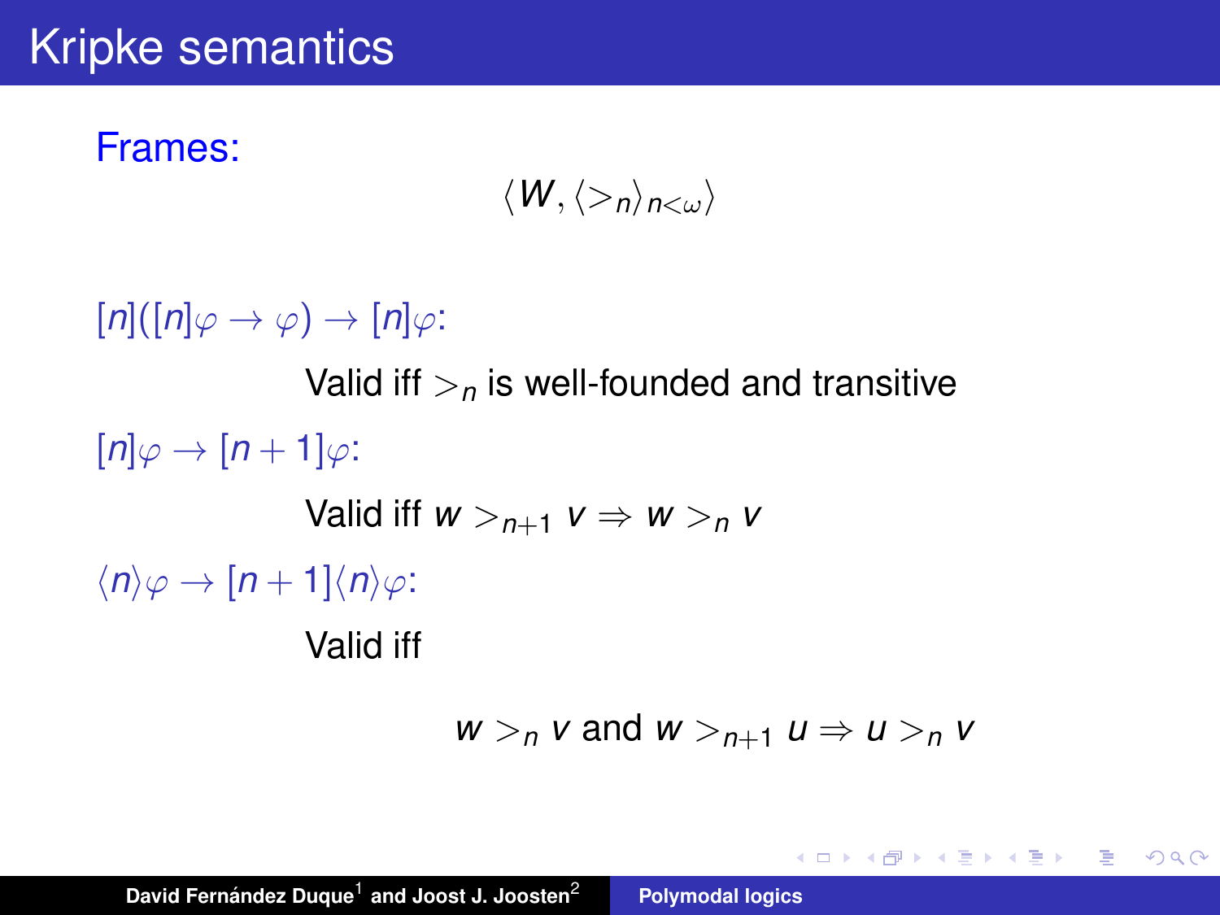# Kripke semantics

**Frames:**

$$\langle W, \langle >_n \rangle_{n<\omega} \rangle$$

$[n]([n]\varphi \to \varphi) \to [n]\varphi$:

Valid iff $>_n$ is well-founded and transitive

$[n]\varphi \to [n+1]\varphi$:

Valid iff $w >_{n+1} v \Rightarrow w >_n v$

$\langle n \rangle \varphi \to [n+1]\langle n \rangle \varphi$:

Valid iff

$$w >_n v \text{ and } w >_{n+1} u \Rightarrow u >_n v$$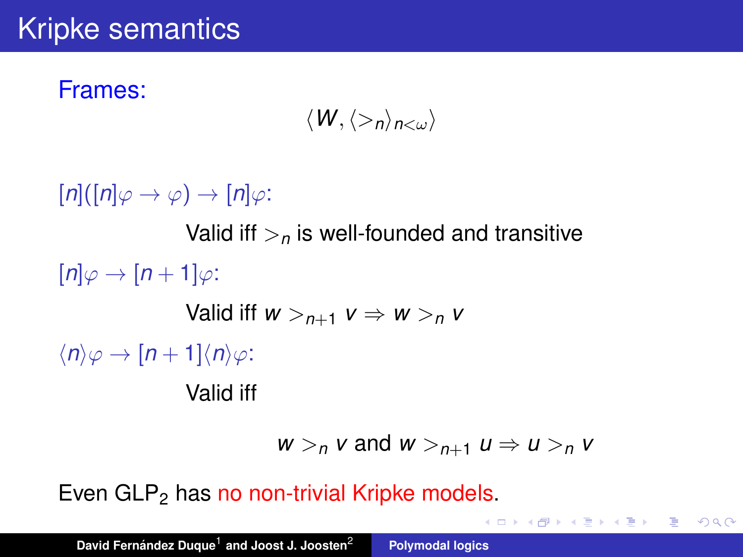# Kripke semantics

Frames:

$$\langle W, \langle >_n \rangle_{n<\omega} \rangle$$

$[n]([n]\varphi \to \varphi) \to [n]\varphi$:

Valid iff $>_n$ is well-founded and transitive

$[n]\varphi \to [n+1]\varphi$:

Valid iff $w >_{n+1} v \Rightarrow w >_n v$

$\langle n \rangle \varphi \to [n+1]\langle n \rangle \varphi$:

Valid iff

$$w >_n v \text{ and } w >_{n+1} u \Rightarrow u >_n v$$

Even $\mathrm{GLP}_2$ has no non-trivial Kripke models.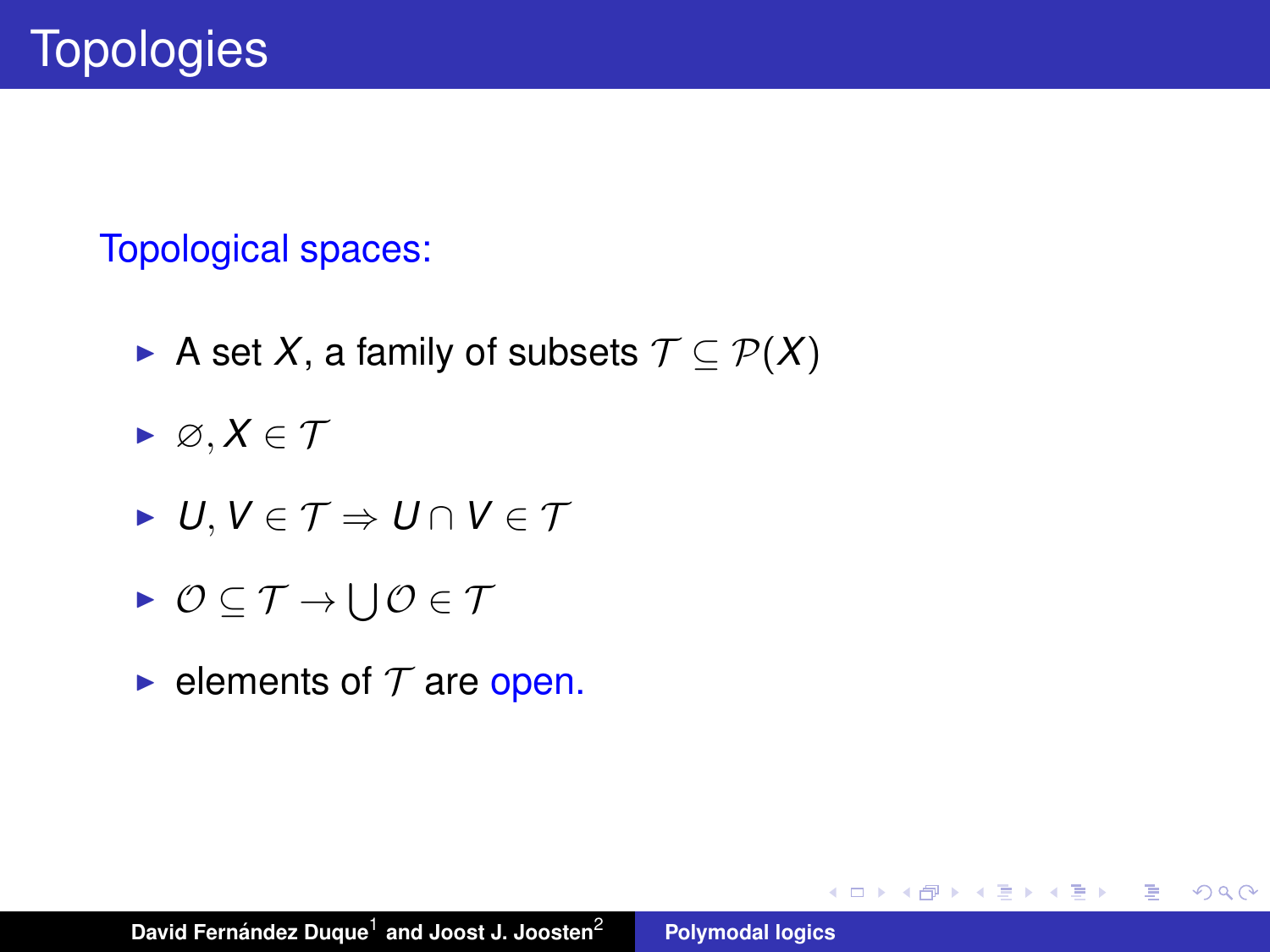# Topologies

Topological spaces:

- A set $X$, a family of subsets $\mathcal{T} \subseteq \mathcal{P}(X)$
- $\varnothing, X \in \mathcal{T}$
- $U, V \in \mathcal{T} \Rightarrow U \cap V \in \mathcal{T}$
- $\mathcal{O} \subseteq \mathcal{T} \rightarrow \bigcup \mathcal{O} \in \mathcal{T}$
- elements of $\mathcal{T}$ are open.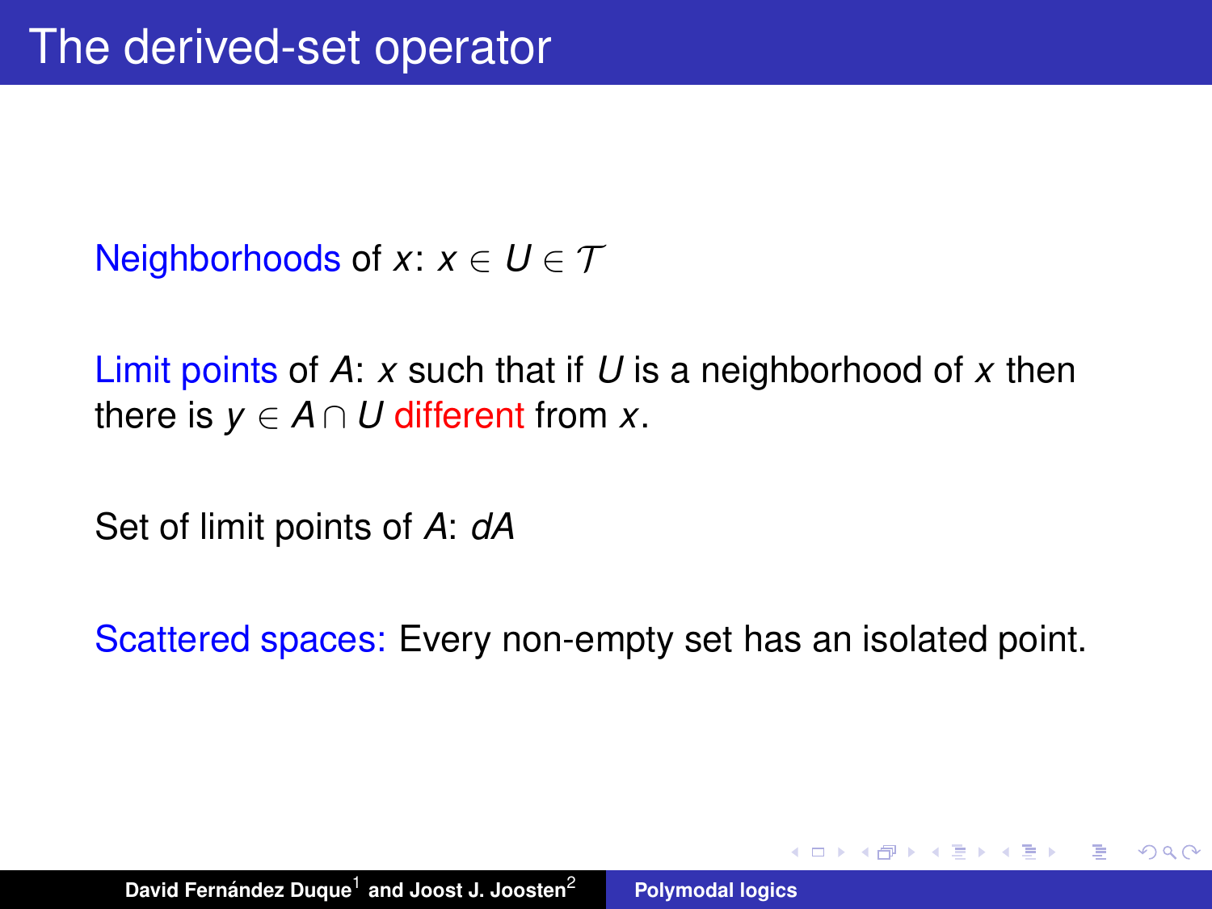# The derived-set operator

Neighborhoods of $x$: $x \in U \in \mathcal{T}$

Limit points of $A$: $x$ such that if $U$ is a neighborhood of $x$ then there is $y \in A \cap U$ different from $x$.

Set of limit points of $A$: $dA$

Scattered spaces: Every non-empty set has an isolated point.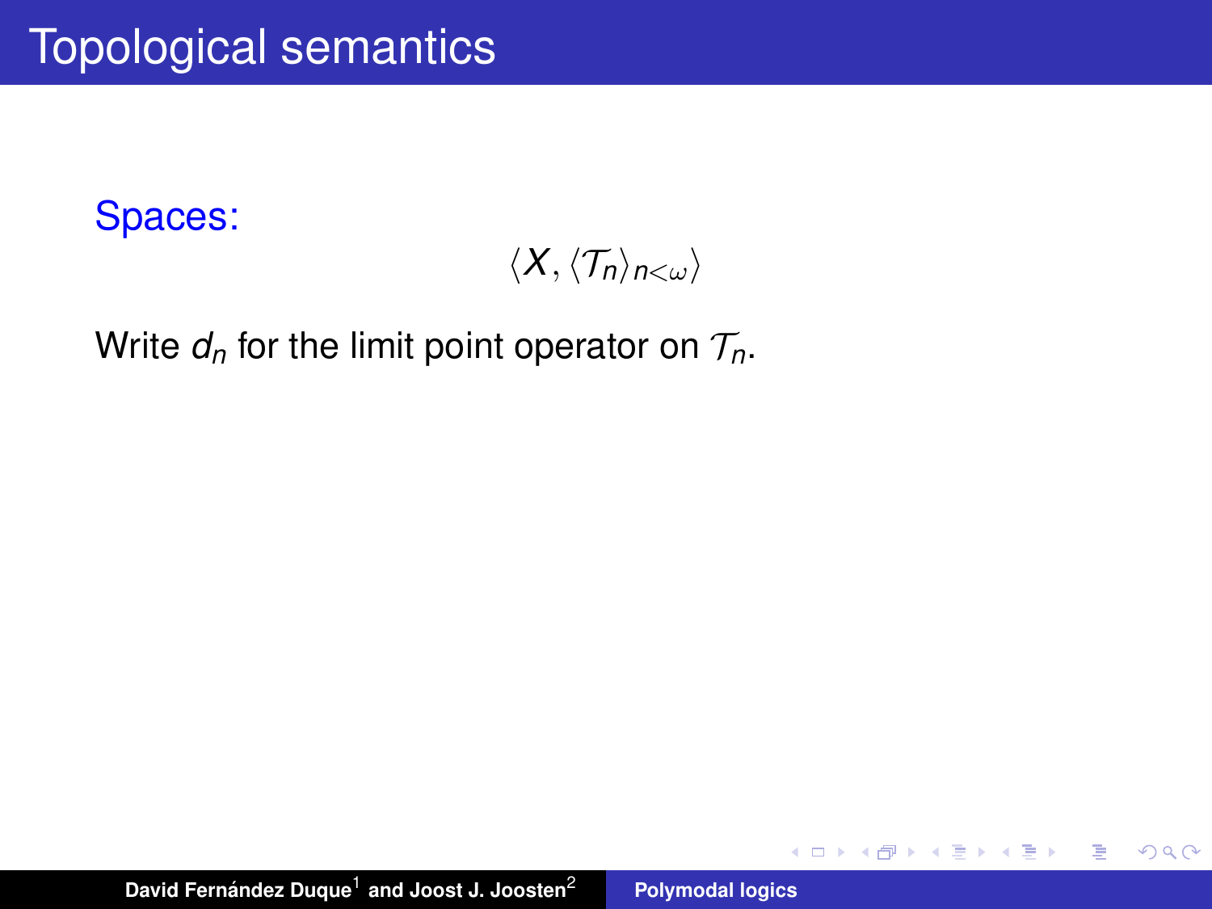# Topological semantics

Spaces:

$$\langle X, \langle \mathcal{T}_n \rangle_{n<\omega} \rangle$$

Write $d_n$ for the limit point operator on $\mathcal{T}_n$.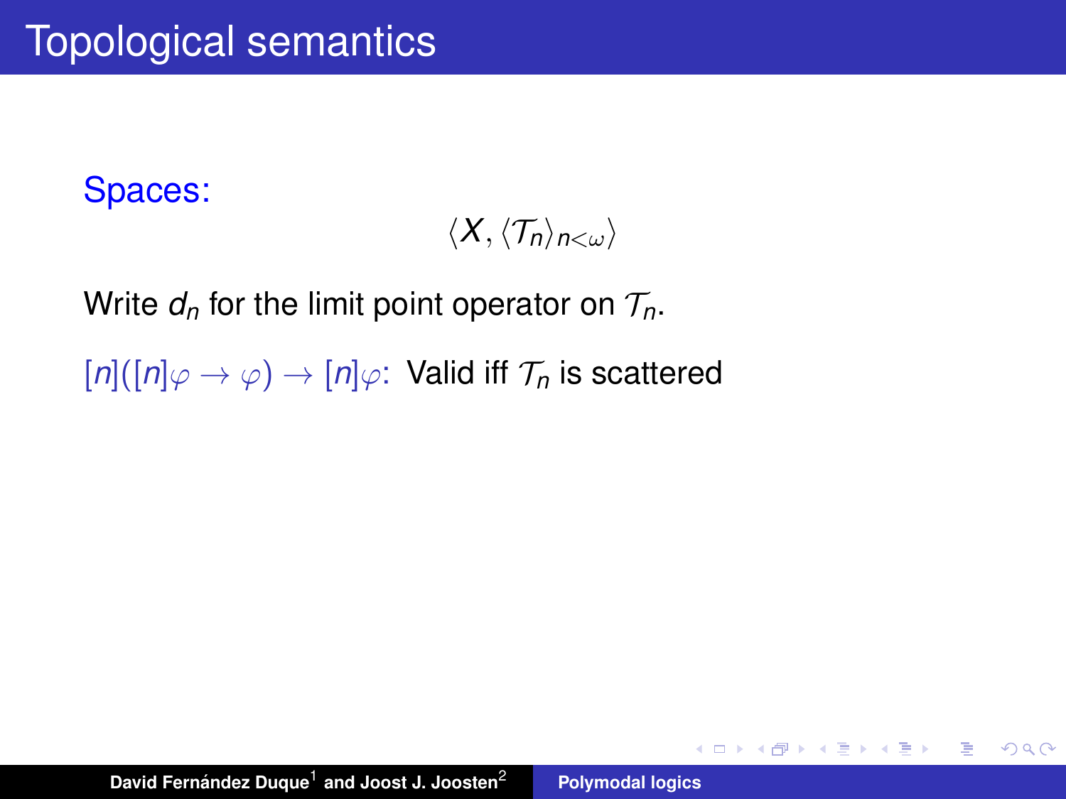# Topological semantics

Spaces:

$$\langle X, \langle \mathcal{T}_n \rangle_{n<\omega} \rangle$$

Write $d_n$ for the limit point operator on $\mathcal{T}_n$.

$[n]([n]\varphi \to \varphi) \to [n]\varphi$: Valid iff $\mathcal{T}_n$ is scattered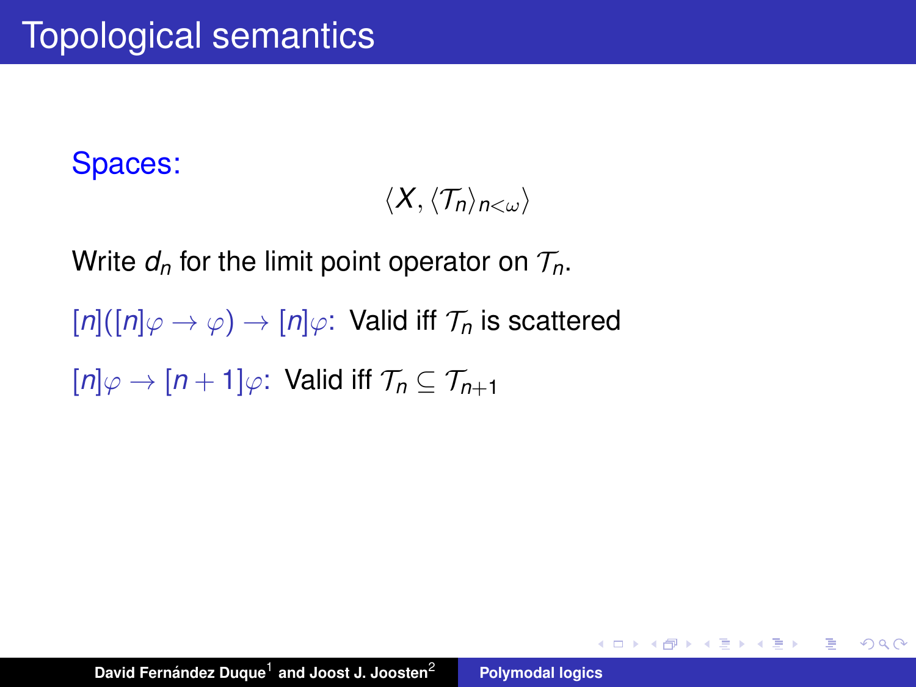# Topological semantics

Spaces:

$$\langle X, \langle \mathcal{T}_n \rangle_{n<\omega} \rangle$$

Write $d_n$ for the limit point operator on $\mathcal{T}_n$.

$[n]([n]\varphi \to \varphi) \to [n]\varphi$: Valid iff $\mathcal{T}_n$ is scattered

$[n]\varphi \to [n+1]\varphi$: Valid iff $\mathcal{T}_n \subseteq \mathcal{T}_{n+1}$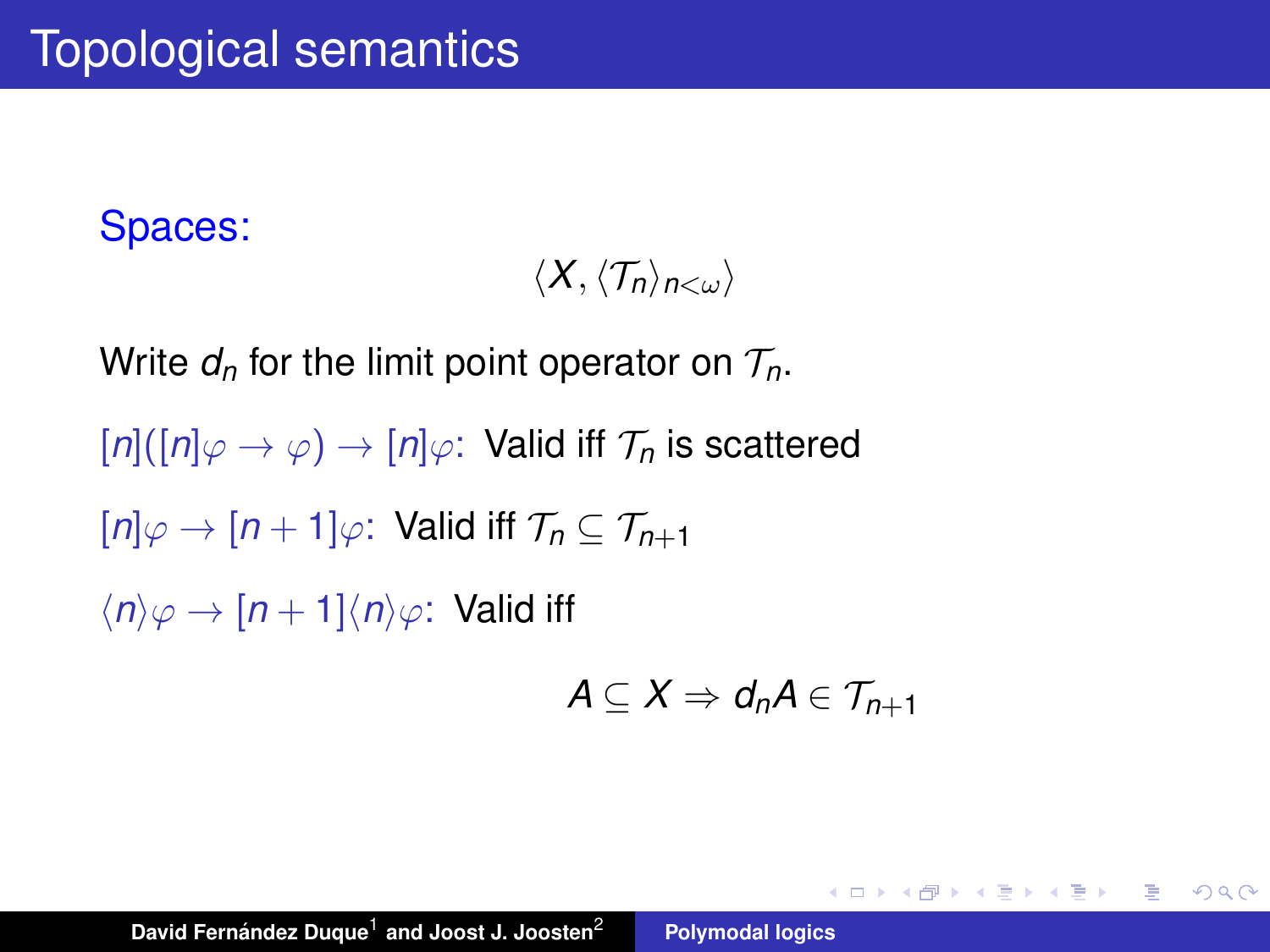# Topological semantics

Spaces:

$$\langle X, \langle \mathcal{T}_n \rangle_{n<\omega} \rangle$$

Write $d_n$ for the limit point operator on $\mathcal{T}_n$.

$[n]([n]\varphi \to \varphi) \to [n]\varphi$: Valid iff $\mathcal{T}_n$ is scattered

$[n]\varphi \to [n+1]\varphi$: Valid iff $\mathcal{T}_n \subseteq \mathcal{T}_{n+1}$

$\langle n \rangle \varphi \to [n+1]\langle n \rangle \varphi$: Valid iff

$$A \subseteq X \Rightarrow d_n A \in \mathcal{T}_{n+1}$$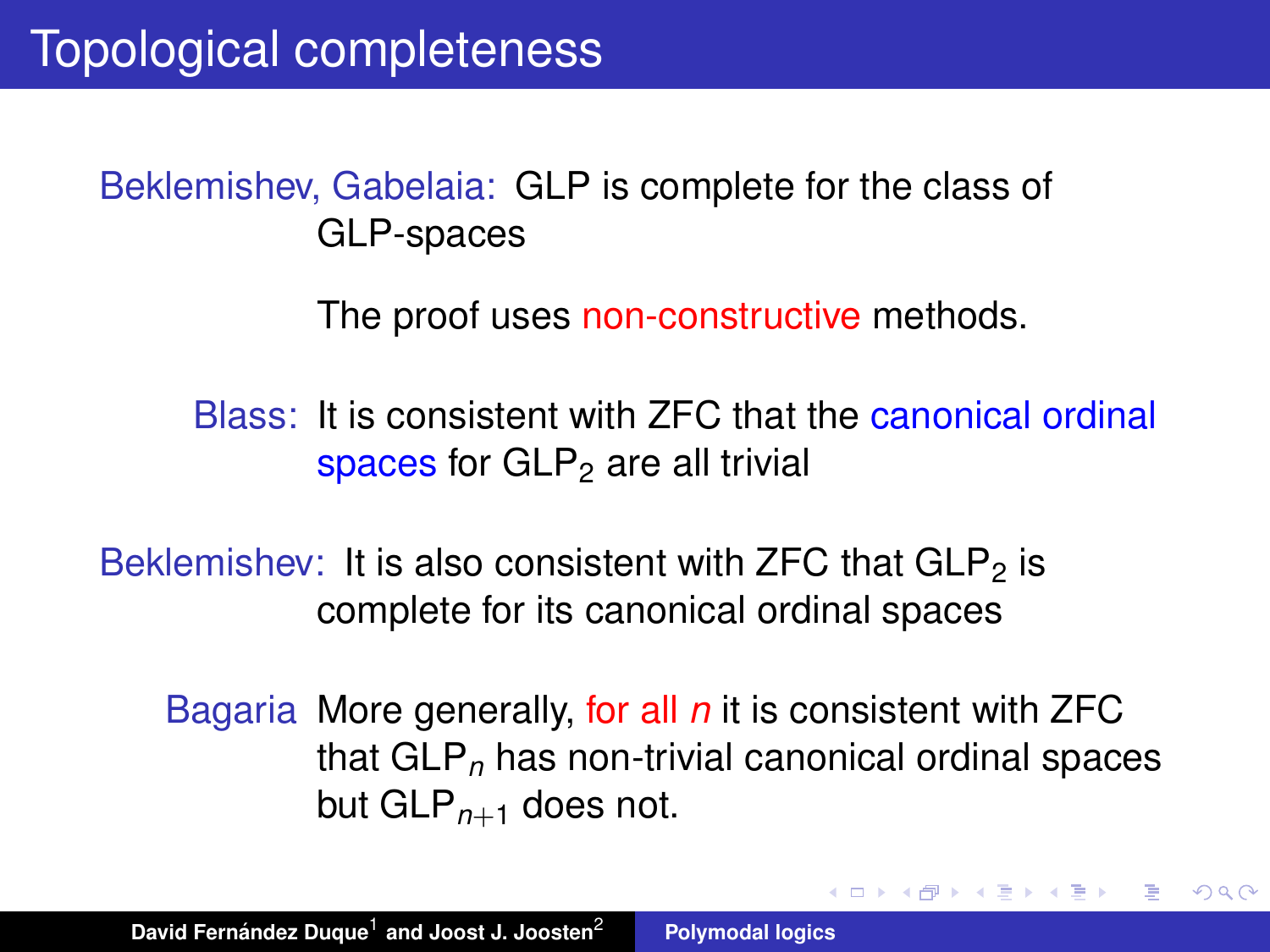# Topological completeness

Beklemishev, Gabelaia: GLP is complete for the class of GLP-spaces

The proof uses non-constructive methods.

Blass: It is consistent with ZFC that the canonical ordinal spaces for $GLP_2$ are all trivial

Beklemishev: It is also consistent with ZFC that $GLP_2$ is complete for its canonical ordinal spaces

Bagaria More generally, for all $n$ it is consistent with ZFC that $GLP_n$ has non-trivial canonical ordinal spaces but $GLP_{n+1}$ does not.